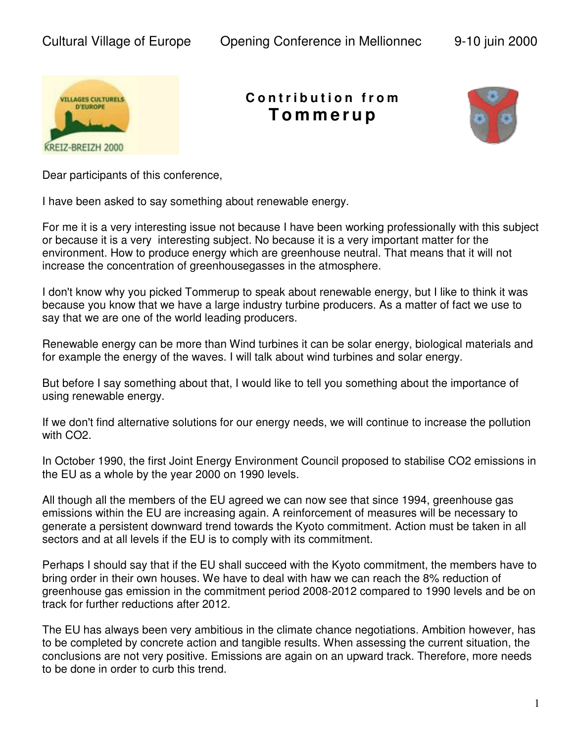Cultural Village of Europe    Opening Conference in Mellionnec    9-10 juin 2000

## Contribution from **Tommerup**

Dear participants of this conference,

I have been asked to say something about renewable energy.

For me it is a very interesting issue not because I have been working professionally with this subject or because it is a very interesting subject. No because it is a very important matter for the environment. How to produce energy which are greenhouse neutral. That means that it will not increase the concentration of greenhousegasses in the atmosphere.

I don't know why you picked Tommerup to speak about renewable energy, but I like to think it was because you know that we have a large industry turbine producers. As a matter of fact we use to say that we are one of the world leading producers.

Renewable energy can be more than Wind turbines it can be solar energy, biological materials and for example the energy of the waves. I will talk about wind turbines and solar energy.

But before I say something about that, I would like to tell you something about the importance of using renewable energy.

If we don't find alternative solutions for our energy needs, we will continue to increase the pollution with $CO_2$.

In October 1990, the first Joint Energy Environment Council proposed to stabilise $CO_2$ emissions in the EU as a whole by the year 2000 on 1990 levels.

All though all the members of the EU agreed we can now see that since 1994, greenhouse gas emissions within the EU are increasing again. A reinforcement of measures will be necessary to generate a persistent downward trend towards the Kyoto commitment. Action must be taken in all sectors and at all levels if the EU is to comply with its commitment.

Perhaps I should say that if the EU shall succeed with the Kyoto commitment, the members have to bring order in their own houses. We have to deal with haw we can reach the 8% reduction of greenhouse gas emission in the commitment period 2008-2012 compared to 1990 levels and be on track for further reductions after 2012.

The EU has always been very ambitious in the climate chance negotiations. Ambition however, has to be completed by concrete action and tangible results. When assessing the current situation, the conclusions are not very positive. Emissions are again on an upward track. Therefore, more needs to be done in order to curb this trend.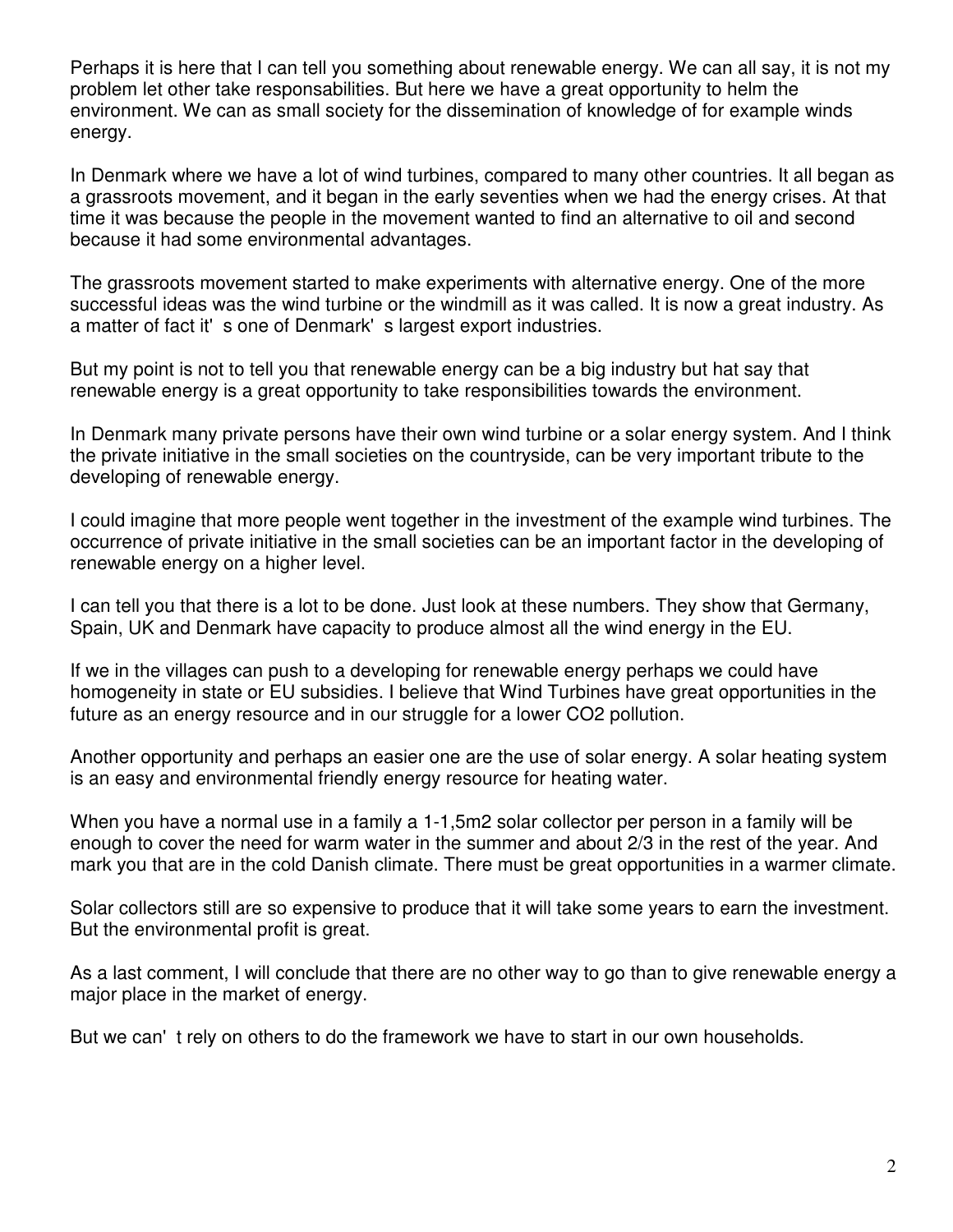Perhaps it is here that I can tell you something about renewable energy. We can all say, it is not my problem let other take responsabilities. But here we have a great opportunity to helm the environment. We can as small society for the dissemination of knowledge of for example winds energy.

In Denmark where we have a lot of wind turbines, compared to many other countries. It all began as a grassroots movement, and it began in the early seventies when we had the energy crises. At that time it was because the people in the movement wanted to find an alternative to oil and second because it had some environmental advantages.

The grassroots movement started to make experiments with alternative energy. One of the more successful ideas was the wind turbine or the windmill as it was called. It is now a great industry. As a matter of fact it' s one of Denmark' s largest export industries.

But my point is not to tell you that renewable energy can be a big industry but hat say that renewable energy is a great opportunity to take responsibilities towards the environment.

In Denmark many private persons have their own wind turbine or a solar energy system. And I think the private initiative in the small societies on the countryside, can be very important tribute to the developing of renewable energy.

I could imagine that more people went together in the investment of the example wind turbines. The occurrence of private initiative in the small societies can be an important factor in the developing of renewable energy on a higher level.

I can tell you that there is a lot to be done. Just look at these numbers. They show that Germany, Spain, UK and Denmark have capacity to produce almost all the wind energy in the EU.

If we in the villages can push to a developing for renewable energy perhaps we could have homogeneity in state or EU subsidies. I believe that Wind Turbines have great opportunities in the future as an energy resource and in our struggle for a lower $CO_2$ pollution.

Another opportunity and perhaps an easier one are the use of solar energy. A solar heating system is an easy and environmental friendly energy resource for heating water.

When you have a normal use in a family a 1-1,5m2 solar collector per person in a family will be enough to cover the need for warm water in the summer and about 2/3 in the rest of the year. And mark you that are in the cold Danish climate. There must be great opportunities in a warmer climate.

Solar collectors still are so expensive to produce that it will take some years to earn the investment. But the environmental profit is great.

As a last comment, I will conclude that there are no other way to go than to give renewable energy a major place in the market of energy.

But we can' t rely on others to do the framework we have to start in our own households.